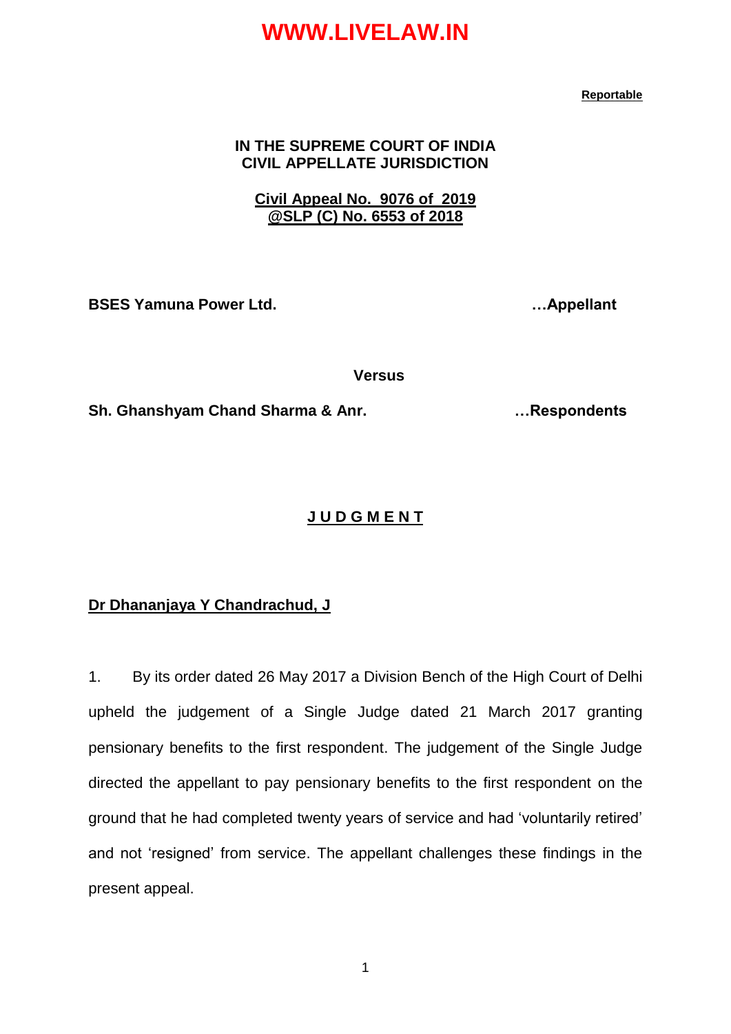**Reportable**

**IN THE SUPREME COURT OF INDIA**
**CIVIL APPELLATE JURISDICTION**

**Civil Appeal No. 9076 of 2019**
**@SLP (C) No. 6553 of 2018**

**BSES Yamuna Power Ltd.** **…Appellant**

**Versus**

**Sh. Ghanshyam Chand Sharma & Anr.** **…Respondents**

# J U D G M E N T

**Dr Dhananjaya Y Chandrachud, J**

1. By its order dated 26 May 2017 a Division Bench of the High Court of Delhi upheld the judgement of a Single Judge dated 21 March 2017 granting pensionary benefits to the first respondent. The judgement of the Single Judge directed the appellant to pay pensionary benefits to the first respondent on the ground that he had completed twenty years of service and had 'voluntarily retired' and not 'resigned' from service. The appellant challenges these findings in the present appeal.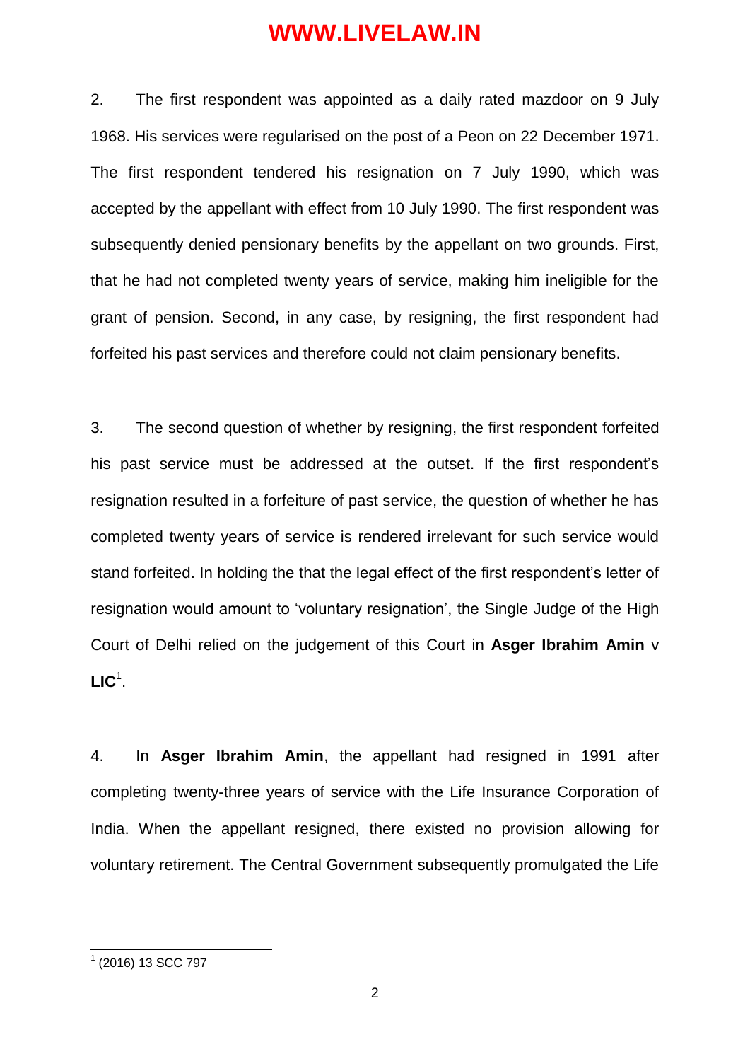2. The first respondent was appointed as a daily rated mazdoor on 9 July 1968. His services were regularised on the post of a Peon on 22 December 1971. The first respondent tendered his resignation on 7 July 1990, which was accepted by the appellant with effect from 10 July 1990. The first respondent was subsequently denied pensionary benefits by the appellant on two grounds. First, that he had not completed twenty years of service, making him ineligible for the grant of pension. Second, in any case, by resigning, the first respondent had forfeited his past services and therefore could not claim pensionary benefits.

3. The second question of whether by resigning, the first respondent forfeited his past service must be addressed at the outset. If the first respondent's resignation resulted in a forfeiture of past service, the question of whether he has completed twenty years of service is rendered irrelevant for such service would stand forfeited. In holding the that the legal effect of the first respondent's letter of resignation would amount to 'voluntary resignation', the Single Judge of the High Court of Delhi relied on the judgement of this Court in **Asger Ibrahim Amin** v **LIC**[1].

4. In **Asger Ibrahim Amin**, the appellant had resigned in 1991 after completing twenty-three years of service with the Life Insurance Corporation of India. When the appellant resigned, there existed no provision allowing for voluntary retirement. The Central Government subsequently promulgated the Life

[1] (2016) 13 SCC 797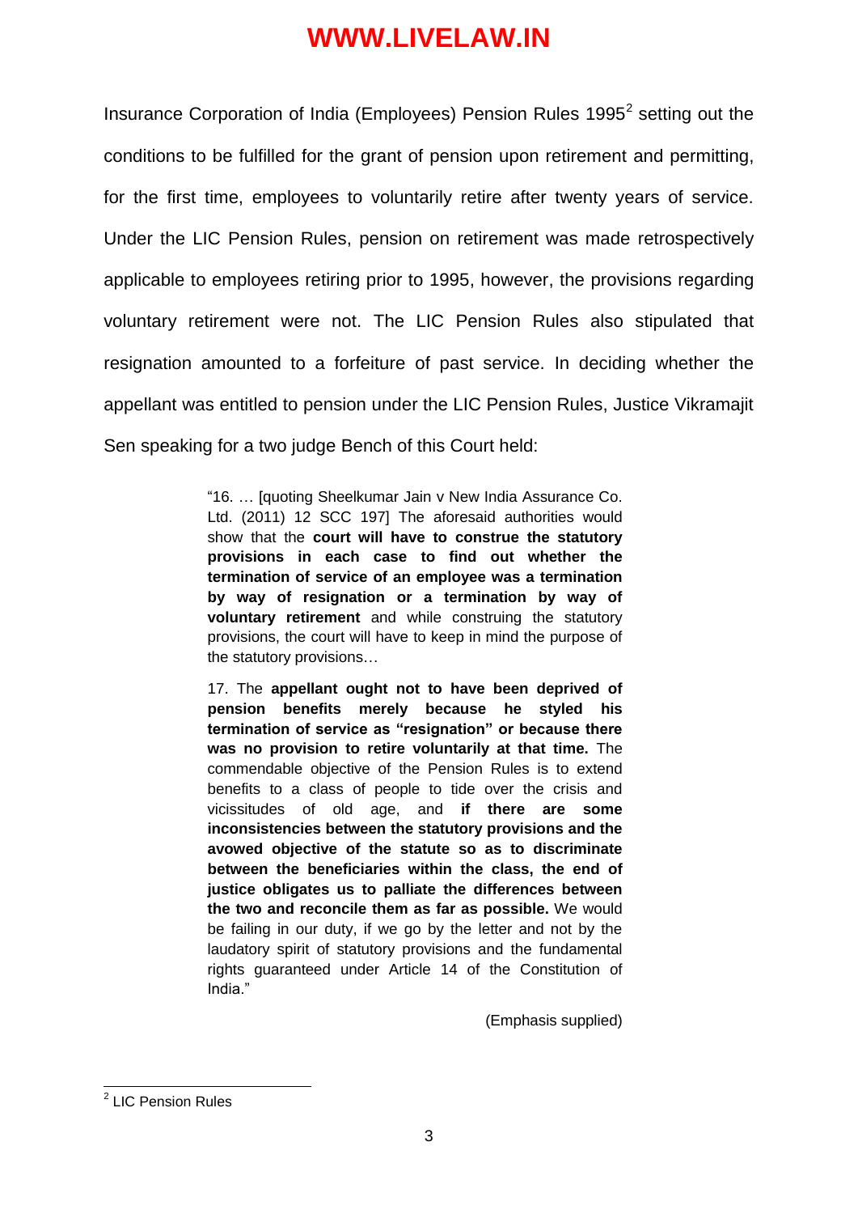Insurance Corporation of India (Employees) Pension Rules 1995[2] setting out the conditions to be fulfilled for the grant of pension upon retirement and permitting, for the first time, employees to voluntarily retire after twenty years of service. Under the LIC Pension Rules, pension on retirement was made retrospectively applicable to employees retiring prior to 1995, however, the provisions regarding voluntary retirement were not. The LIC Pension Rules also stipulated that resignation amounted to a forfeiture of past service. In deciding whether the appellant was entitled to pension under the LIC Pension Rules, Justice Vikramajit Sen speaking for a two judge Bench of this Court held:

> "16. … [quoting Sheelkumar Jain v New India Assurance Co. Ltd. (2011) 12 SCC 197] The aforesaid authorities would show that the **court will have to construe the statutory provisions in each case to find out whether the termination of service of an employee was a termination by way of resignation or a termination by way of voluntary retirement** and while construing the statutory provisions, the court will have to keep in mind the purpose of the statutory provisions…
>
> 17. The **appellant ought not to have been deprived of pension benefits merely because he styled his termination of service as "resignation" or because there was no provision to retire voluntarily at that time.** The commendable objective of the Pension Rules is to extend benefits to a class of people to tide over the crisis and vicissitudes of old age, and **if there are some inconsistencies between the statutory provisions and the avowed objective of the statute so as to discriminate between the beneficiaries within the class, the end of justice obligates us to palliate the differences between the two and reconcile them as far as possible.** We would be failing in our duty, if we go by the letter and not by the laudatory spirit of statutory provisions and the fundamental rights guaranteed under Article 14 of the Constitution of India."
>
> (Emphasis supplied)

---

[2] LIC Pension Rules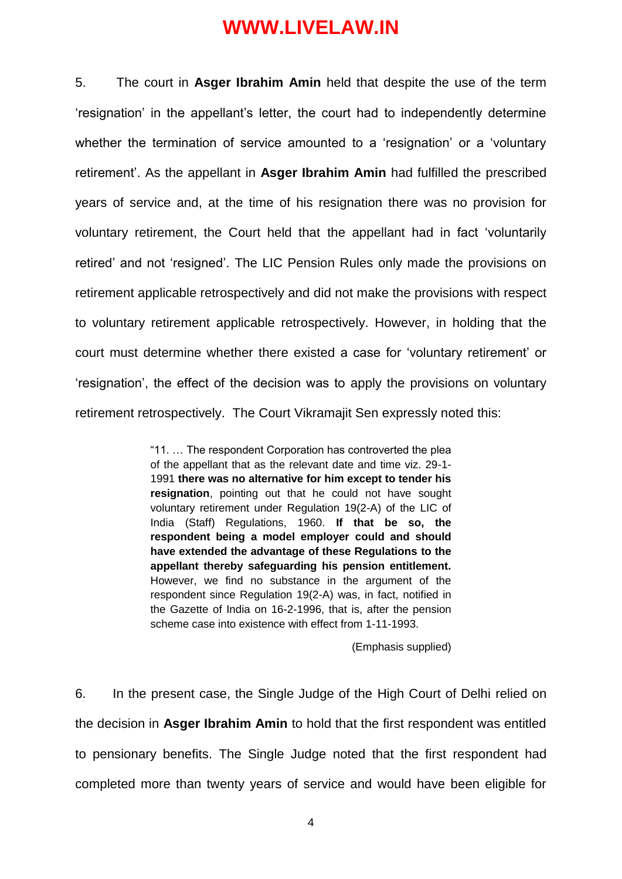5. The court in **Asger Ibrahim Amin** held that despite the use of the term 'resignation' in the appellant's letter, the court had to independently determine whether the termination of service amounted to a 'resignation' or a 'voluntary retirement'. As the appellant in **Asger Ibrahim Amin** had fulfilled the prescribed years of service and, at the time of his resignation there was no provision for voluntary retirement, the Court held that the appellant had in fact 'voluntarily retired' and not 'resigned'. The LIC Pension Rules only made the provisions on retirement applicable retrospectively and did not make the provisions with respect to voluntary retirement applicable retrospectively. However, in holding that the court must determine whether there existed a case for 'voluntary retirement' or 'resignation', the effect of the decision was to apply the provisions on voluntary retirement retrospectively. The Court Vikramajit Sen expressly noted this:

> "11. … The respondent Corporation has controverted the plea of the appellant that as the relevant date and time viz. 29-1-1991 **there was no alternative for him except to tender his resignation**, pointing out that he could not have sought voluntary retirement under Regulation 19(2-A) of the LIC of India (Staff) Regulations, 1960. **If that be so, the respondent being a model employer could and should have extended the advantage of these Regulations to the appellant thereby safeguarding his pension entitlement.** However, we find no substance in the argument of the respondent since Regulation 19(2-A) was, in fact, notified in the Gazette of India on 16-2-1996, that is, after the pension scheme case into existence with effect from 1-11-1993.
>
> (Emphasis supplied)

6. In the present case, the Single Judge of the High Court of Delhi relied on the decision in **Asger Ibrahim Amin** to hold that the first respondent was entitled to pensionary benefits. The Single Judge noted that the first respondent had completed more than twenty years of service and would have been eligible for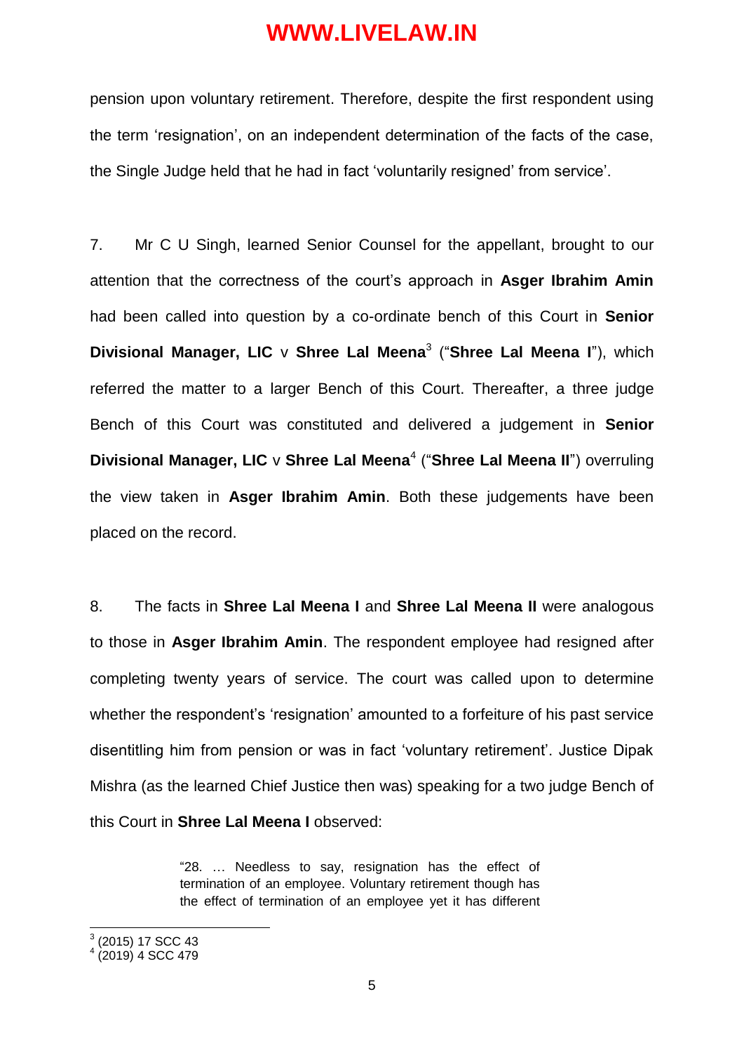pension upon voluntary retirement. Therefore, despite the first respondent using the term 'resignation', on an independent determination of the facts of the case, the Single Judge held that he had in fact 'voluntarily resigned' from service'.

7. Mr C U Singh, learned Senior Counsel for the appellant, brought to our attention that the correctness of the court's approach in **Asger Ibrahim Amin** had been called into question by a co-ordinate bench of this Court in **Senior Divisional Manager, LIC** v **Shree Lal Meena**[3] ("**Shree Lal Meena I**"), which referred the matter to a larger Bench of this Court. Thereafter, a three judge Bench of this Court was constituted and delivered a judgement in **Senior Divisional Manager, LIC** v **Shree Lal Meena**[4] ("**Shree Lal Meena II**") overruling the view taken in **Asger Ibrahim Amin**. Both these judgements have been placed on the record.

8. The facts in **Shree Lal Meena I** and **Shree Lal Meena II** were analogous to those in **Asger Ibrahim Amin**. The respondent employee had resigned after completing twenty years of service. The court was called upon to determine whether the respondent's 'resignation' amounted to a forfeiture of his past service disentitling him from pension or was in fact 'voluntary retirement'. Justice Dipak Mishra (as the learned Chief Justice then was) speaking for a two judge Bench of this Court in **Shree Lal Meena I** observed:

> "28. … Needless to say, resignation has the effect of termination of an employee. Voluntary retirement though has the effect of termination of an employee yet it has different

---

[3] (2015) 17 SCC 43

[4] (2019) 4 SCC 479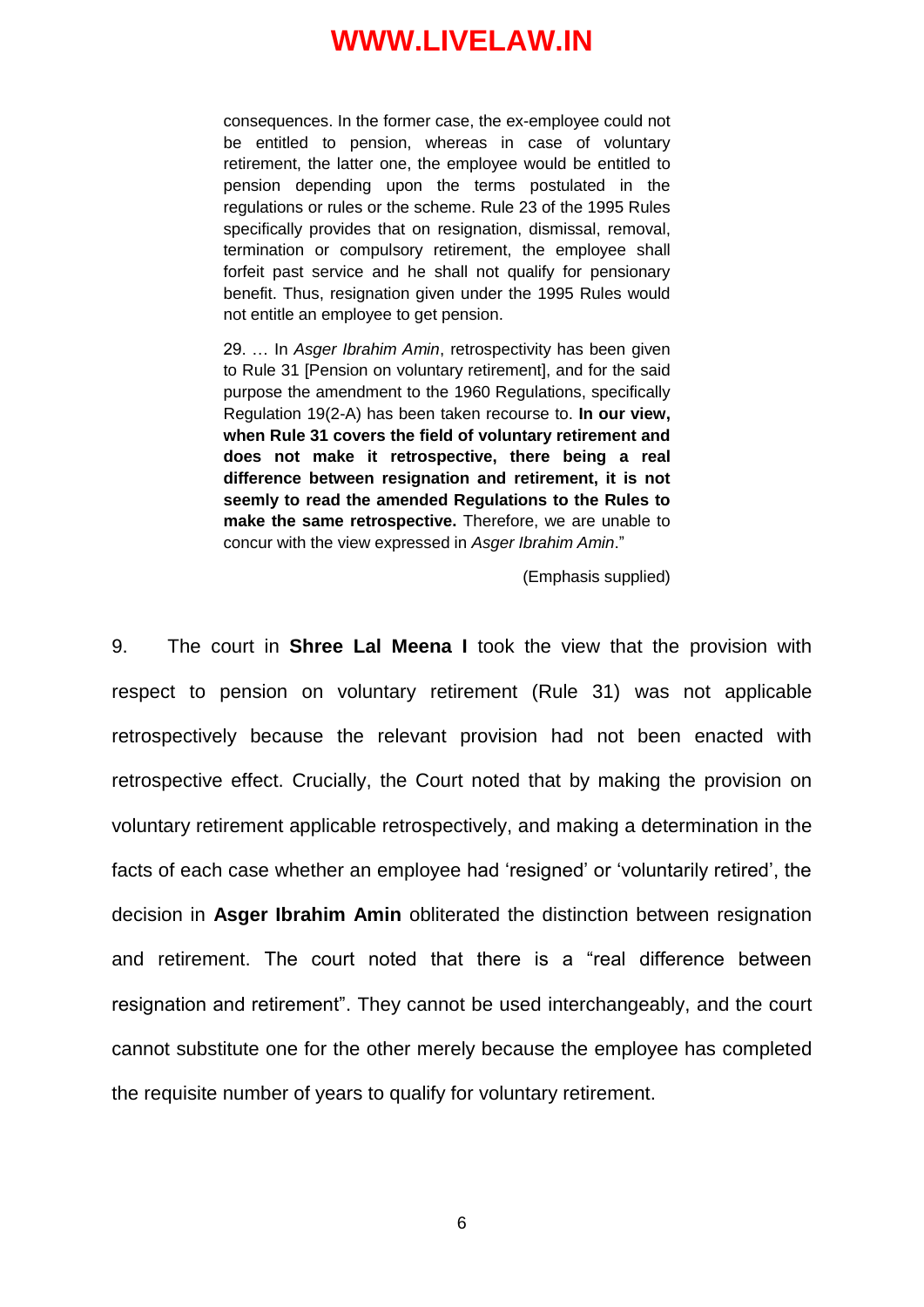> consequences. In the former case, the ex-employee could not be entitled to pension, whereas in case of voluntary retirement, the latter one, the employee would be entitled to pension depending upon the terms postulated in the regulations or rules or the scheme. Rule 23 of the 1995 Rules specifically provides that on resignation, dismissal, removal, termination or compulsory retirement, the employee shall forfeit past service and he shall not qualify for pensionary benefit. Thus, resignation given under the 1995 Rules would not entitle an employee to get pension.
>
> 29. … In *Asger Ibrahim Amin*, retrospectivity has been given to Rule 31 [Pension on voluntary retirement], and for the said purpose the amendment to the 1960 Regulations, specifically Regulation 19(2-A) has been taken recourse to. **In our view, when Rule 31 covers the field of voluntary retirement and does not make it retrospective, there being a real difference between resignation and retirement, it is not seemly to read the amended Regulations to the Rules to make the same retrospective.** Therefore, we are unable to concur with the view expressed in *Asger Ibrahim Amin*."
>
> (Emphasis supplied)

9. The court in **Shree Lal Meena I** took the view that the provision with respect to pension on voluntary retirement (Rule 31) was not applicable retrospectively because the relevant provision had not been enacted with retrospective effect. Crucially, the Court noted that by making the provision on voluntary retirement applicable retrospectively, and making a determination in the facts of each case whether an employee had 'resigned' or 'voluntarily retired', the decision in **Asger Ibrahim Amin** obliterated the distinction between resignation and retirement. The court noted that there is a "real difference between resignation and retirement". They cannot be used interchangeably, and the court cannot substitute one for the other merely because the employee has completed the requisite number of years to qualify for voluntary retirement.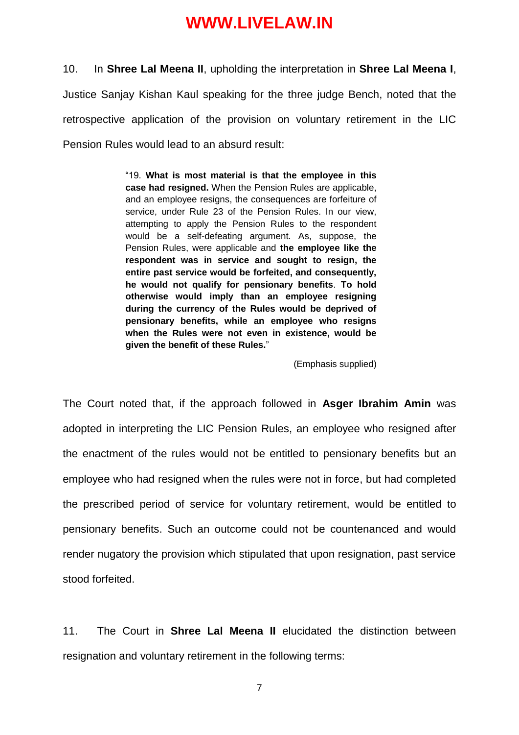10. In **Shree Lal Meena II**, upholding the interpretation in **Shree Lal Meena I**, Justice Sanjay Kishan Kaul speaking for the three judge Bench, noted that the retrospective application of the provision on voluntary retirement in the LIC Pension Rules would lead to an absurd result:

> "19. **What is most material is that the employee in this case had resigned.** When the Pension Rules are applicable, and an employee resigns, the consequences are forfeiture of service, under Rule 23 of the Pension Rules. In our view, attempting to apply the Pension Rules to the respondent would be a self-defeating argument. As, suppose, the Pension Rules, were applicable and **the employee like the respondent was in service and sought to resign, the entire past service would be forfeited, and consequently, he would not qualify for pensionary benefits**. **To hold otherwise would imply than an employee resigning during the currency of the Rules would be deprived of pensionary benefits, while an employee who resigns when the Rules were not even in existence, would be given the benefit of these Rules.**"
>
> (Emphasis supplied)

The Court noted that, if the approach followed in **Asger Ibrahim Amin** was adopted in interpreting the LIC Pension Rules, an employee who resigned after the enactment of the rules would not be entitled to pensionary benefits but an employee who had resigned when the rules were not in force, but had completed the prescribed period of service for voluntary retirement, would be entitled to pensionary benefits. Such an outcome could not be countenanced and would render nugatory the provision which stipulated that upon resignation, past service stood forfeited.

11. The Court in **Shree Lal Meena II** elucidated the distinction between resignation and voluntary retirement in the following terms: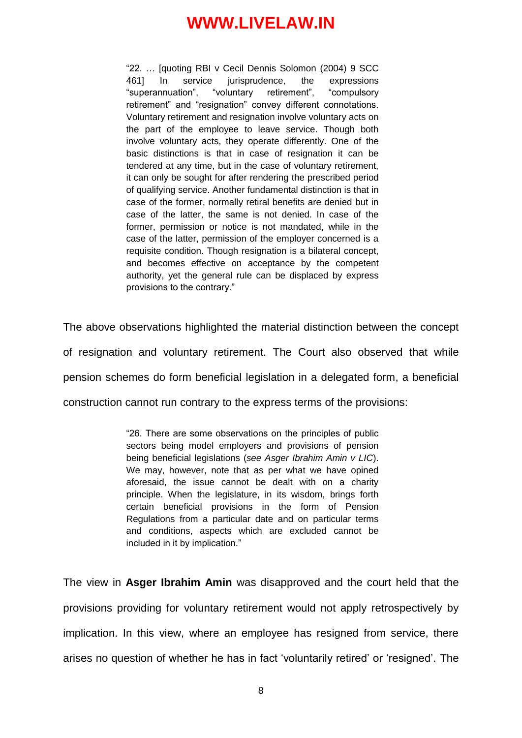> "22. … [quoting RBI v Cecil Dennis Solomon (2004) 9 SCC 461] In service jurisprudence, the expressions "superannuation", "voluntary retirement", "compulsory retirement" and "resignation" convey different connotations. Voluntary retirement and resignation involve voluntary acts on the part of the employee to leave service. Though both involve voluntary acts, they operate differently. One of the basic distinctions is that in case of resignation it can be tendered at any time, but in the case of voluntary retirement, it can only be sought for after rendering the prescribed period of qualifying service. Another fundamental distinction is that in case of the former, normally retiral benefits are denied but in case of the latter, the same is not denied. In case of the former, permission or notice is not mandated, while in the case of the latter, permission of the employer concerned is a requisite condition. Though resignation is a bilateral concept, and becomes effective on acceptance by the competent authority, yet the general rule can be displaced by express provisions to the contrary."

The above observations highlighted the material distinction between the concept of resignation and voluntary retirement. The Court also observed that while pension schemes do form beneficial legislation in a delegated form, a beneficial construction cannot run contrary to the express terms of the provisions:

> "26. There are some observations on the principles of public sectors being model employers and provisions of pension being beneficial legislations (*see Asger Ibrahim Amin v LIC*). We may, however, note that as per what we have opined aforesaid, the issue cannot be dealt with on a charity principle. When the legislature, in its wisdom, brings forth certain beneficial provisions in the form of Pension Regulations from a particular date and on particular terms and conditions, aspects which are excluded cannot be included in it by implication."

The view in **Asger Ibrahim Amin** was disapproved and the court held that the provisions providing for voluntary retirement would not apply retrospectively by implication. In this view, where an employee has resigned from service, there arises no question of whether he has in fact 'voluntarily retired' or 'resigned'. The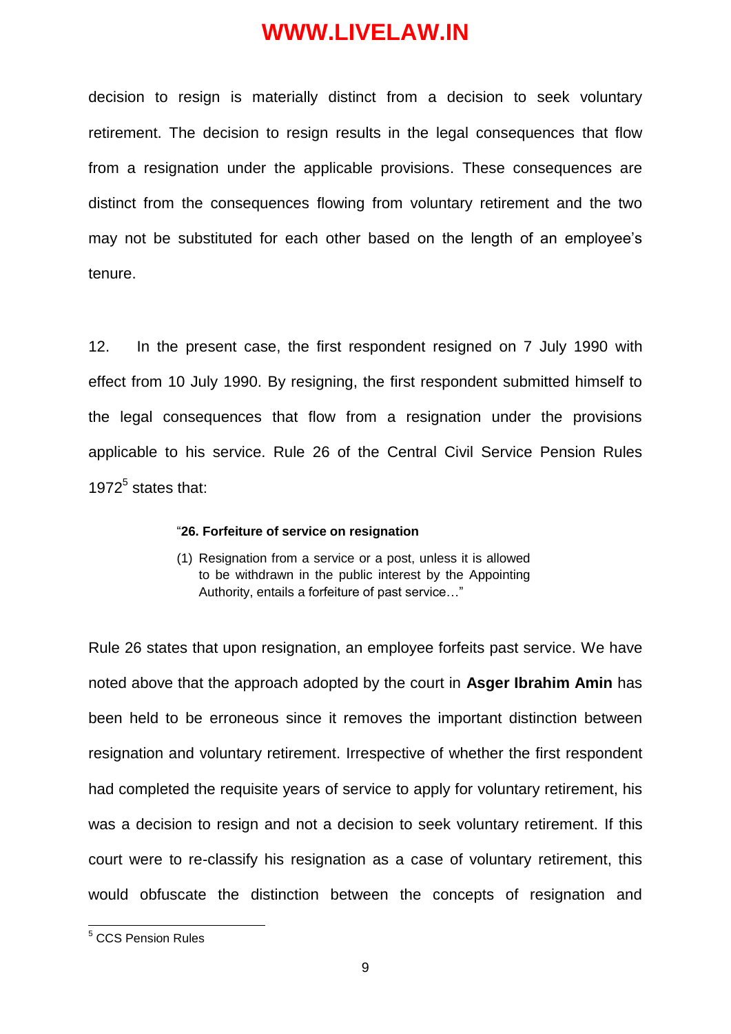decision to resign is materially distinct from a decision to seek voluntary retirement. The decision to resign results in the legal consequences that flow from a resignation under the applicable provisions. These consequences are distinct from the consequences flowing from voluntary retirement and the two may not be substituted for each other based on the length of an employee's tenure.

12. In the present case, the first respondent resigned on 7 July 1990 with effect from 10 July 1990. By resigning, the first respondent submitted himself to the legal consequences that flow from a resignation under the provisions applicable to his service. Rule 26 of the Central Civil Service Pension Rules 1972[5] states that:

> "**26. Forfeiture of service on resignation**
>
> (1) Resignation from a service or a post, unless it is allowed to be withdrawn in the public interest by the Appointing Authority, entails a forfeiture of past service…"

Rule 26 states that upon resignation, an employee forfeits past service. We have noted above that the approach adopted by the court in **Asger Ibrahim Amin** has been held to be erroneous since it removes the important distinction between resignation and voluntary retirement. Irrespective of whether the first respondent had completed the requisite years of service to apply for voluntary retirement, his was a decision to resign and not a decision to seek voluntary retirement. If this court were to re-classify his resignation as a case of voluntary retirement, this would obfuscate the distinction between the concepts of resignation and

[5] CCS Pension Rules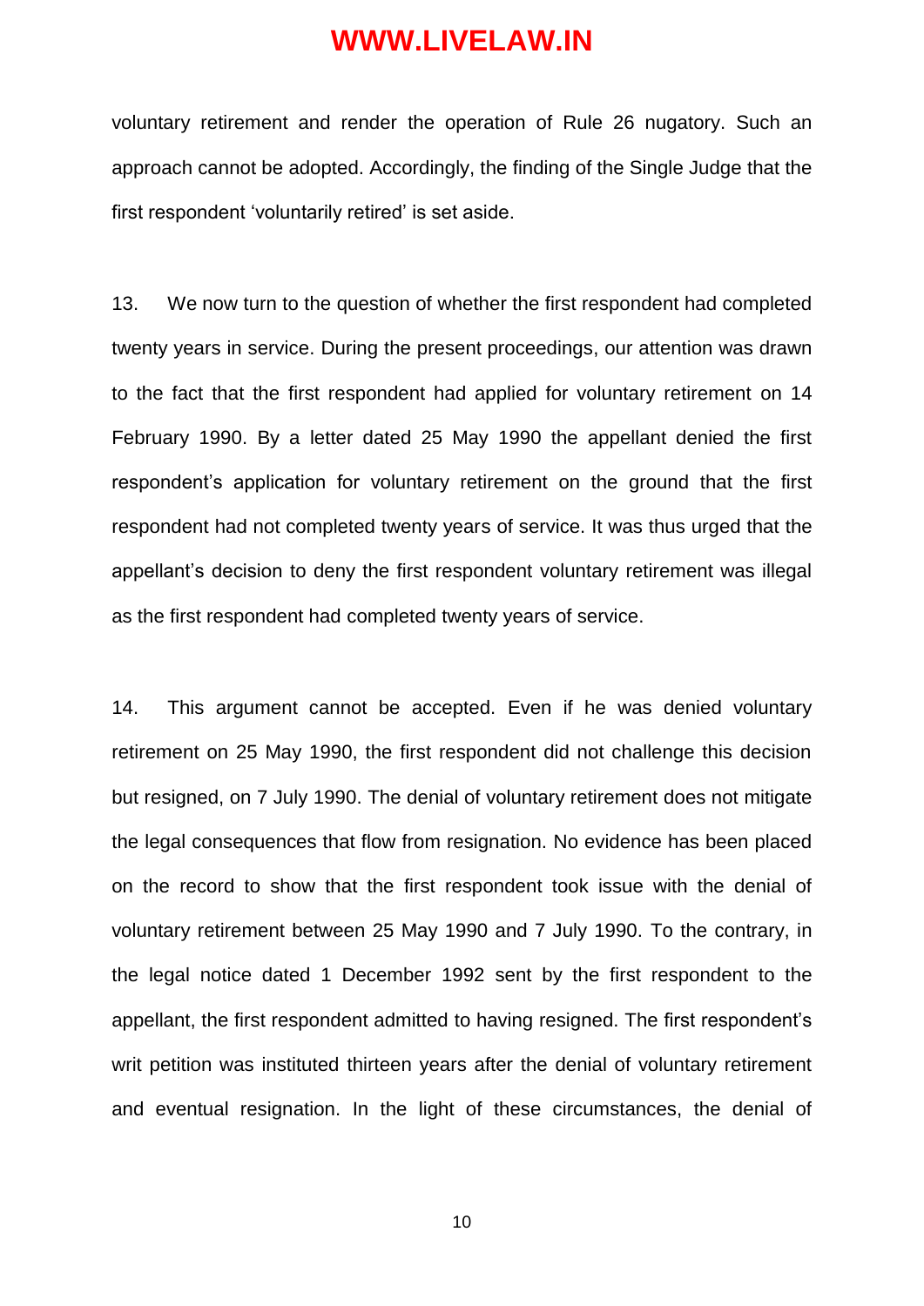voluntary retirement and render the operation of Rule 26 nugatory. Such an approach cannot be adopted. Accordingly, the finding of the Single Judge that the first respondent 'voluntarily retired' is set aside.

13. We now turn to the question of whether the first respondent had completed twenty years in service. During the present proceedings, our attention was drawn to the fact that the first respondent had applied for voluntary retirement on 14 February 1990. By a letter dated 25 May 1990 the appellant denied the first respondent's application for voluntary retirement on the ground that the first respondent had not completed twenty years of service. It was thus urged that the appellant's decision to deny the first respondent voluntary retirement was illegal as the first respondent had completed twenty years of service.

14. This argument cannot be accepted. Even if he was denied voluntary retirement on 25 May 1990, the first respondent did not challenge this decision but resigned, on 7 July 1990. The denial of voluntary retirement does not mitigate the legal consequences that flow from resignation. No evidence has been placed on the record to show that the first respondent took issue with the denial of voluntary retirement between 25 May 1990 and 7 July 1990. To the contrary, in the legal notice dated 1 December 1992 sent by the first respondent to the appellant, the first respondent admitted to having resigned. The first respondent's writ petition was instituted thirteen years after the denial of voluntary retirement and eventual resignation. In the light of these circumstances, the denial of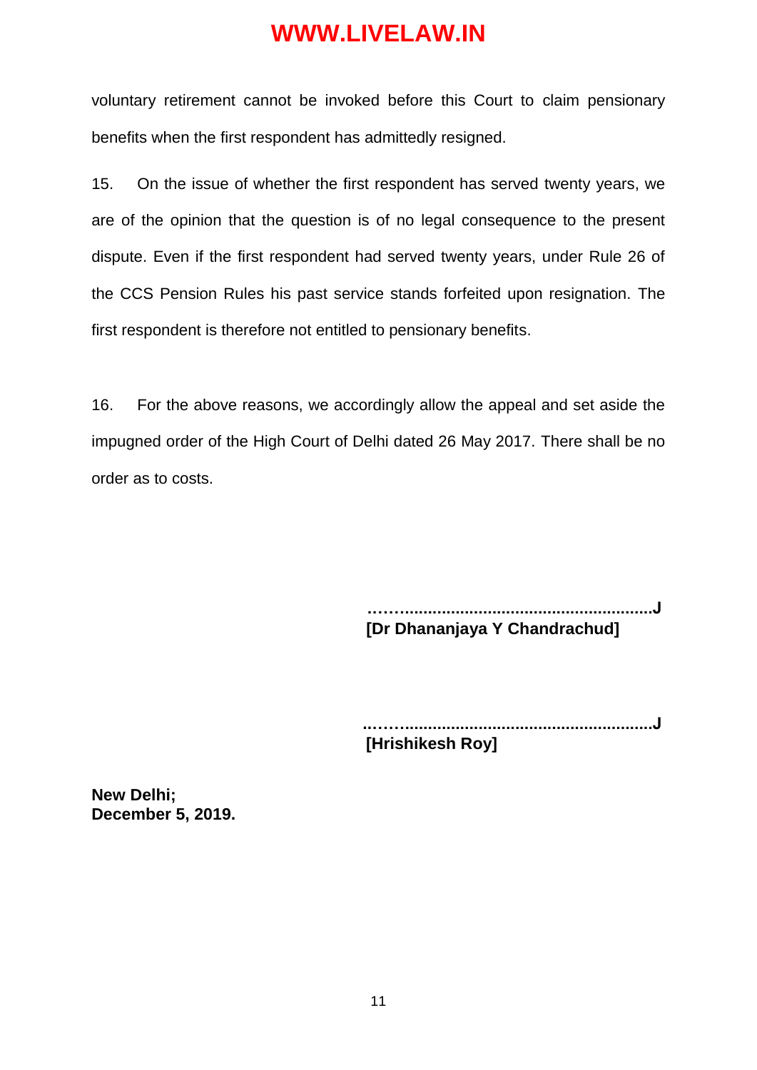voluntary retirement cannot be invoked before this Court to claim pensionary benefits when the first respondent has admittedly resigned.

15. On the issue of whether the first respondent has served twenty years, we are of the opinion that the question is of no legal consequence to the present dispute. Even if the first respondent had served twenty years, under Rule 26 of the CCS Pension Rules his past service stands forfeited upon resignation. The first respondent is therefore not entitled to pensionary benefits.

16. For the above reasons, we accordingly allow the appeal and set aside the impugned order of the High Court of Delhi dated 26 May 2017. There shall be no order as to costs.

**……......................................................J**
**[Dr Dhananjaya Y Chandrachud]**

**..……......................................................J**
**[Hrishikesh Roy]**

**New Delhi;**
**December 5, 2019.**